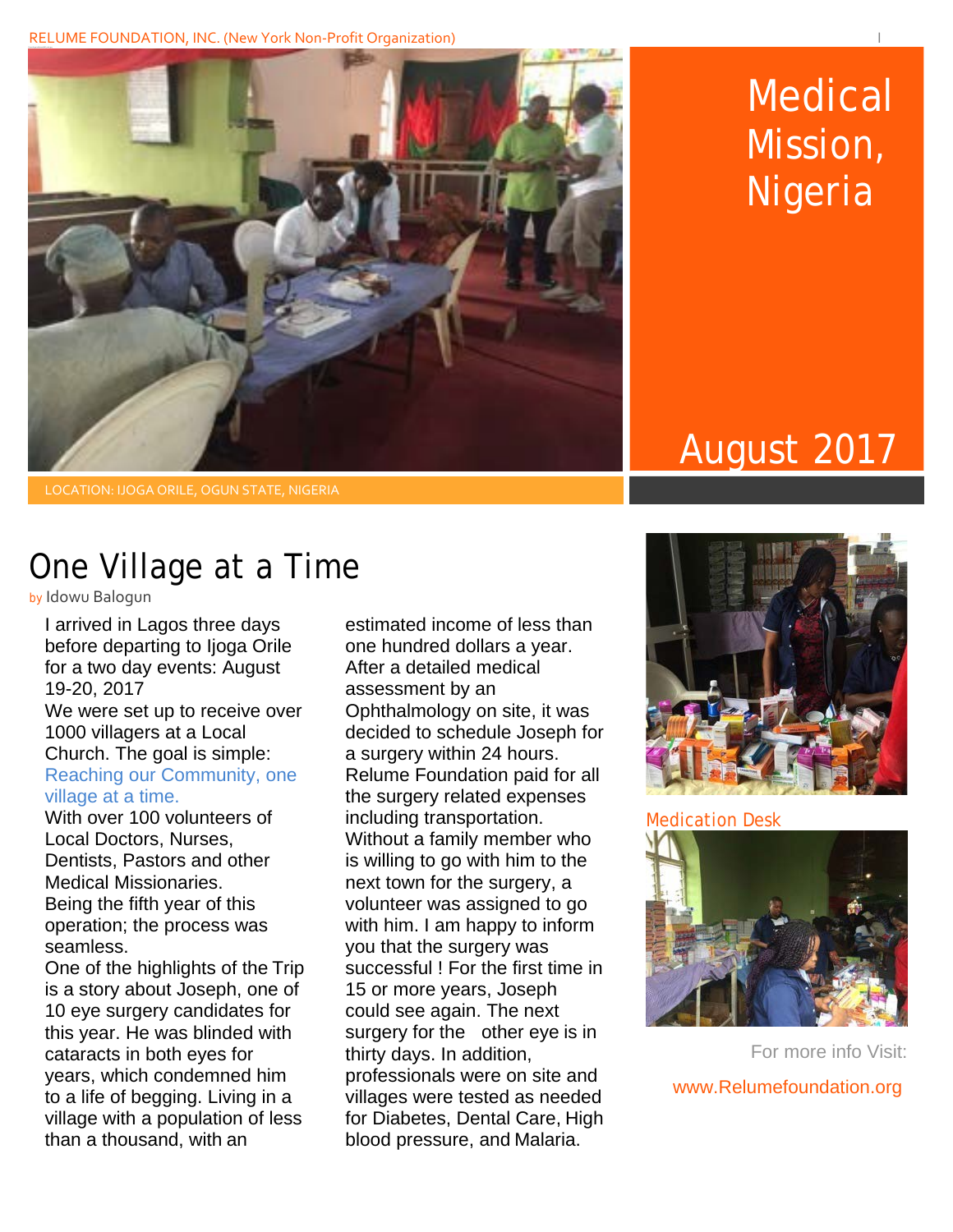RELUME FOUNDATION, INC. (New York Non-Profit Organization)

# Medical Mission, Nigeria

August 2017

LOCATION: IJOGA ORILE, OGUN STATE, NIGERIA

## One Village at a Time

by Idowu Balogun

I arrived in Lagos three days before departing to Ijoga Orile for a two day events: August 19-20, 2017

We were set up to receive over 1000 villagers at a Local Church. The goal is simple: Reaching our Community, one village at a time.

With over 100 volunteers of Local Doctors, Nurses, Dentists, Pastors and other Medical Missionaries.

Being the fifth year of this operation; the process was seamless.

One of the highlights of the Trip is a story about Joseph, one of 10 eye surgery candidates for this year. He was blinded with cataracts in both eyes for years, which condemned him to a life of begging. Living in a village with a population of less than a thousand, with an estimated income of less than one hundred dollars a year. After a detailed medical assessment by an Ophthalmology on site, it was decided to schedule Joseph for a surgery within 24 hours. Relume Foundation paid for all the surgery related expenses including transportation. Without a family member who is willing to go with him to the next town for the surgery, a volunteer was assigned to go with him. I am happy to inform you that the surgery was successful ! For the first time in 15 or more years, Joseph could see again. The next surgery for the other eye is in thirty days. In addition, professionals were on site and villages were tested as needed for Diabetes, Dental Care, High blood pressure, and Malaria.

Medication Desk

For more info Visit:

www.Relumefoundation.org